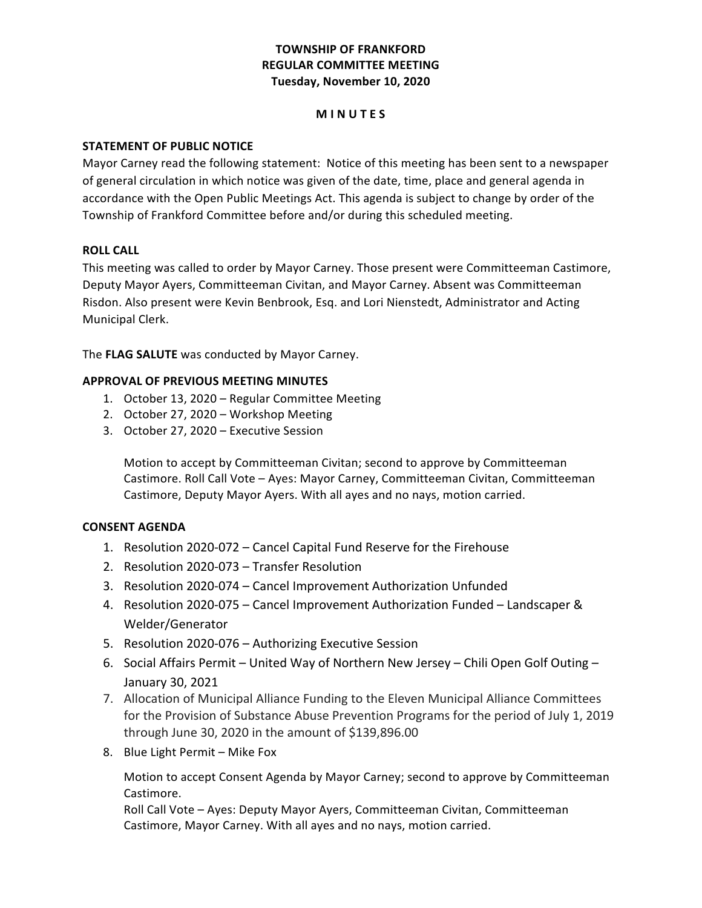# TOWNSHIP OF FRANKFORD
## REGULAR COMMITTEE MEETING
### Tuesday, November 10, 2020

**M I N U T E S**

**STATEMENT OF PUBLIC NOTICE**

Mayor Carney read the following statement: Notice of this meeting has been sent to a newspaper of general circulation in which notice was given of the date, time, place and general agenda in accordance with the Open Public Meetings Act. This agenda is subject to change by order of the Township of Frankford Committee before and/or during this scheduled meeting.

**ROLL CALL**

This meeting was called to order by Mayor Carney. Those present were Committeeman Castimore, Deputy Mayor Ayers, Committeeman Civitan, and Mayor Carney. Absent was Committeeman Risdon. Also present were Kevin Benbrook, Esq. and Lori Nienstedt, Administrator and Acting Municipal Clerk.

The **FLAG SALUTE** was conducted by Mayor Carney.

**APPROVAL OF PREVIOUS MEETING MINUTES**

1. October 13, 2020 – Regular Committee Meeting
2. October 27, 2020 – Workshop Meeting
3. October 27, 2020 – Executive Session

   Motion to accept by Committeeman Civitan; second to approve by Committeeman Castimore. Roll Call Vote – Ayes: Mayor Carney, Committeeman Civitan, Committeeman Castimore, Deputy Mayor Ayers. With all ayes and no nays, motion carried.

**CONSENT AGENDA**

1. Resolution 2020-072 – Cancel Capital Fund Reserve for the Firehouse
2. Resolution 2020-073 – Transfer Resolution
3. Resolution 2020-074 – Cancel Improvement Authorization Unfunded
4. Resolution 2020-075 – Cancel Improvement Authorization Funded – Landscaper & Welder/Generator
5. Resolution 2020-076 – Authorizing Executive Session
6. Social Affairs Permit – United Way of Northern New Jersey – Chili Open Golf Outing – January 30, 2021
7. Allocation of Municipal Alliance Funding to the Eleven Municipal Alliance Committees for the Provision of Substance Abuse Prevention Programs for the period of July 1, 2019 through June 30, 2020 in the amount of $139,896.00
8. Blue Light Permit – Mike Fox

   Motion to accept Consent Agenda by Mayor Carney; second to approve by Committeeman Castimore.
   Roll Call Vote – Ayes: Deputy Mayor Ayers, Committeeman Civitan, Committeeman Castimore, Mayor Carney. With all ayes and no nays, motion carried.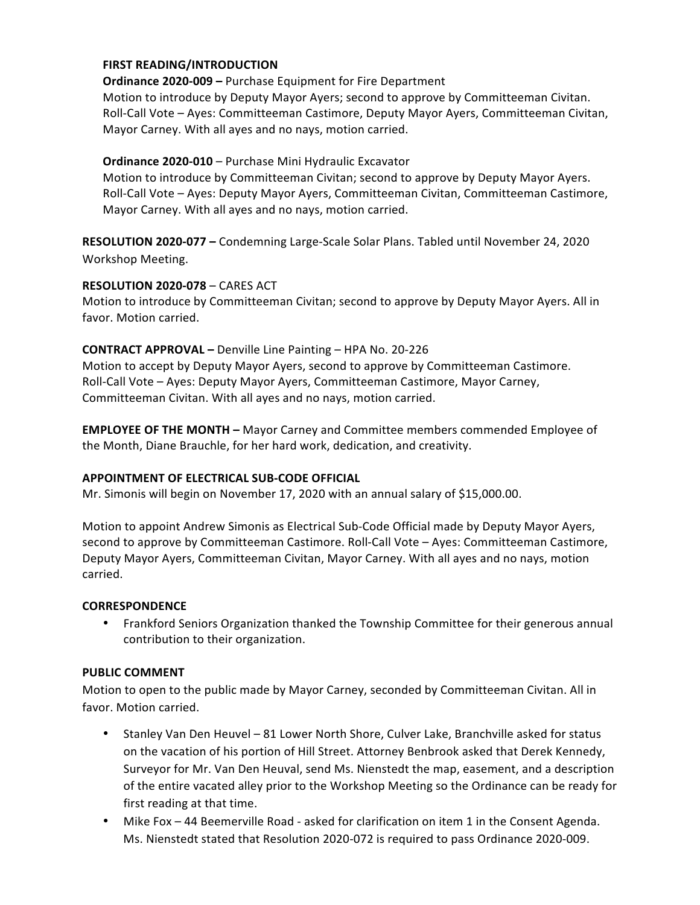**FIRST READING/INTRODUCTION**

**Ordinance 2020-009 –** Purchase Equipment for Fire Department
Motion to introduce by Deputy Mayor Ayers; second to approve by Committeeman Civitan. Roll-Call Vote – Ayes: Committeeman Castimore, Deputy Mayor Ayers, Committeeman Civitan, Mayor Carney. With all ayes and no nays, motion carried.

**Ordinance 2020-010** – Purchase Mini Hydraulic Excavator
Motion to introduce by Committeeman Civitan; second to approve by Deputy Mayor Ayers. Roll-Call Vote – Ayes: Deputy Mayor Ayers, Committeeman Civitan, Committeeman Castimore, Mayor Carney. With all ayes and no nays, motion carried.

**RESOLUTION 2020-077 –** Condemning Large-Scale Solar Plans. Tabled until November 24, 2020 Workshop Meeting.

**RESOLUTION 2020-078** – CARES ACT
Motion to introduce by Committeeman Civitan; second to approve by Deputy Mayor Ayers. All in favor. Motion carried.

**CONTRACT APPROVAL –** Denville Line Painting – HPA No. 20-226
Motion to accept by Deputy Mayor Ayers, second to approve by Committeeman Castimore. Roll-Call Vote – Ayes: Deputy Mayor Ayers, Committeeman Castimore, Mayor Carney, Committeeman Civitan. With all ayes and no nays, motion carried.

**EMPLOYEE OF THE MONTH –** Mayor Carney and Committee members commended Employee of the Month, Diane Brauchle, for her hard work, dedication, and creativity.

**APPOINTMENT OF ELECTRICAL SUB-CODE OFFICIAL**
Mr. Simonis will begin on November 17, 2020 with an annual salary of $15,000.00.

Motion to appoint Andrew Simonis as Electrical Sub-Code Official made by Deputy Mayor Ayers, second to approve by Committeeman Castimore. Roll-Call Vote – Ayes: Committeeman Castimore, Deputy Mayor Ayers, Committeeman Civitan, Mayor Carney. With all ayes and no nays, motion carried.

**CORRESPONDENCE**

- Frankford Seniors Organization thanked the Township Committee for their generous annual contribution to their organization.

**PUBLIC COMMENT**
Motion to open to the public made by Mayor Carney, seconded by Committeeman Civitan. All in favor. Motion carried.

- Stanley Van Den Heuvel – 81 Lower North Shore, Culver Lake, Branchville asked for status on the vacation of his portion of Hill Street. Attorney Benbrook asked that Derek Kennedy, Surveyor for Mr. Van Den Heuval, send Ms. Nienstedt the map, easement, and a description of the entire vacated alley prior to the Workshop Meeting so the Ordinance can be ready for first reading at that time.
- Mike Fox – 44 Beemerville Road - asked for clarification on item 1 in the Consent Agenda. Ms. Nienstedt stated that Resolution 2020-072 is required to pass Ordinance 2020-009.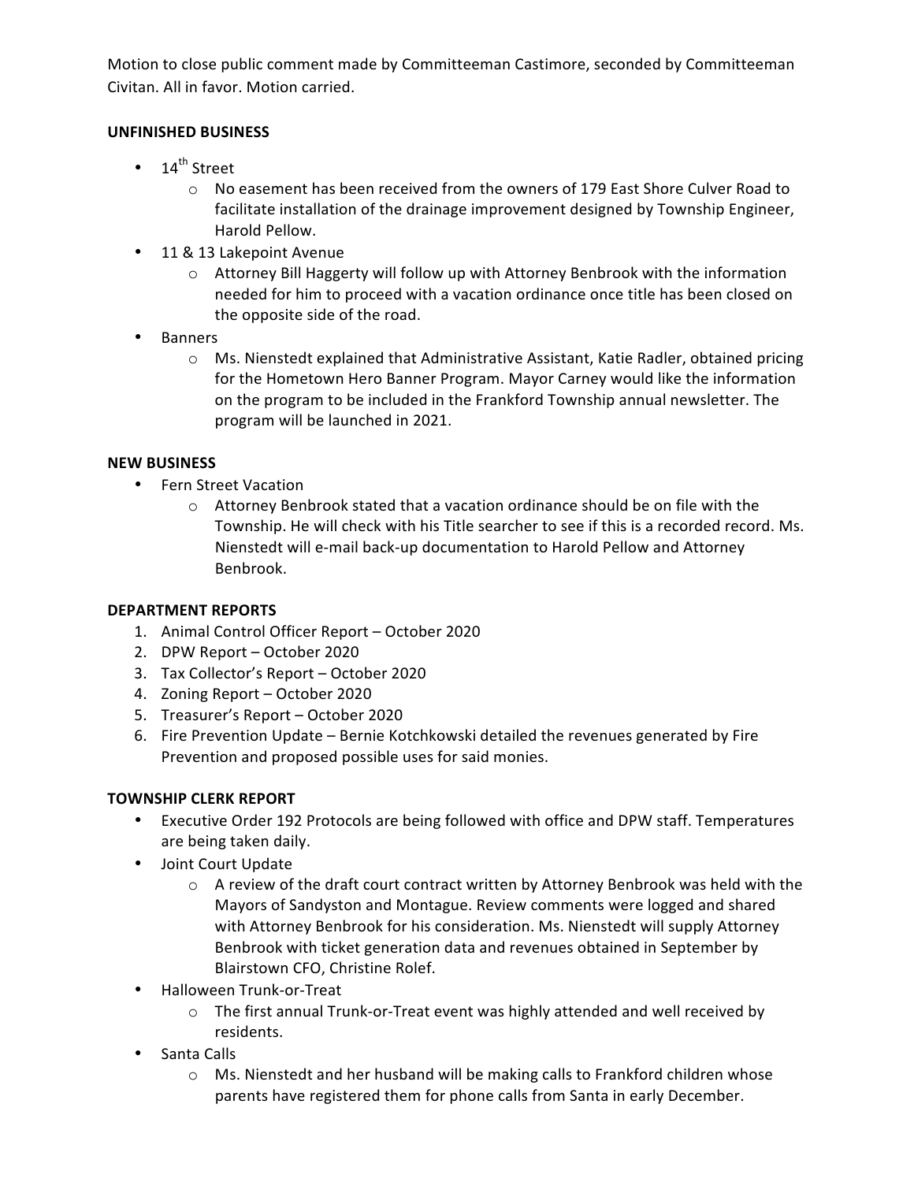Motion to close public comment made by Committeeman Castimore, seconded by Committeeman Civitan. All in favor. Motion carried.

**UNFINISHED BUSINESS**

- 14th Street
  - No easement has been received from the owners of 179 East Shore Culver Road to facilitate installation of the drainage improvement designed by Township Engineer, Harold Pellow.
- 11 & 13 Lakepoint Avenue
  - Attorney Bill Haggerty will follow up with Attorney Benbrook with the information needed for him to proceed with a vacation ordinance once title has been closed on the opposite side of the road.
- Banners
  - Ms. Nienstedt explained that Administrative Assistant, Katie Radler, obtained pricing for the Hometown Hero Banner Program. Mayor Carney would like the information on the program to be included in the Frankford Township annual newsletter. The program will be launched in 2021.

**NEW BUSINESS**

- Fern Street Vacation
  - Attorney Benbrook stated that a vacation ordinance should be on file with the Township. He will check with his Title searcher to see if this is a recorded record. Ms. Nienstedt will e-mail back-up documentation to Harold Pellow and Attorney Benbrook.

**DEPARTMENT REPORTS**

1. Animal Control Officer Report – October 2020
2. DPW Report – October 2020
3. Tax Collector's Report – October 2020
4. Zoning Report – October 2020
5. Treasurer's Report – October 2020
6. Fire Prevention Update – Bernie Kotchkowski detailed the revenues generated by Fire Prevention and proposed possible uses for said monies.

**TOWNSHIP CLERK REPORT**

- Executive Order 192 Protocols are being followed with office and DPW staff. Temperatures are being taken daily.
- Joint Court Update
  - A review of the draft court contract written by Attorney Benbrook was held with the Mayors of Sandyston and Montague. Review comments were logged and shared with Attorney Benbrook for his consideration. Ms. Nienstedt will supply Attorney Benbrook with ticket generation data and revenues obtained in September by Blairstown CFO, Christine Rolef.
- Halloween Trunk-or-Treat
  - The first annual Trunk-or-Treat event was highly attended and well received by residents.
- Santa Calls
  - Ms. Nienstedt and her husband will be making calls to Frankford children whose parents have registered them for phone calls from Santa in early December.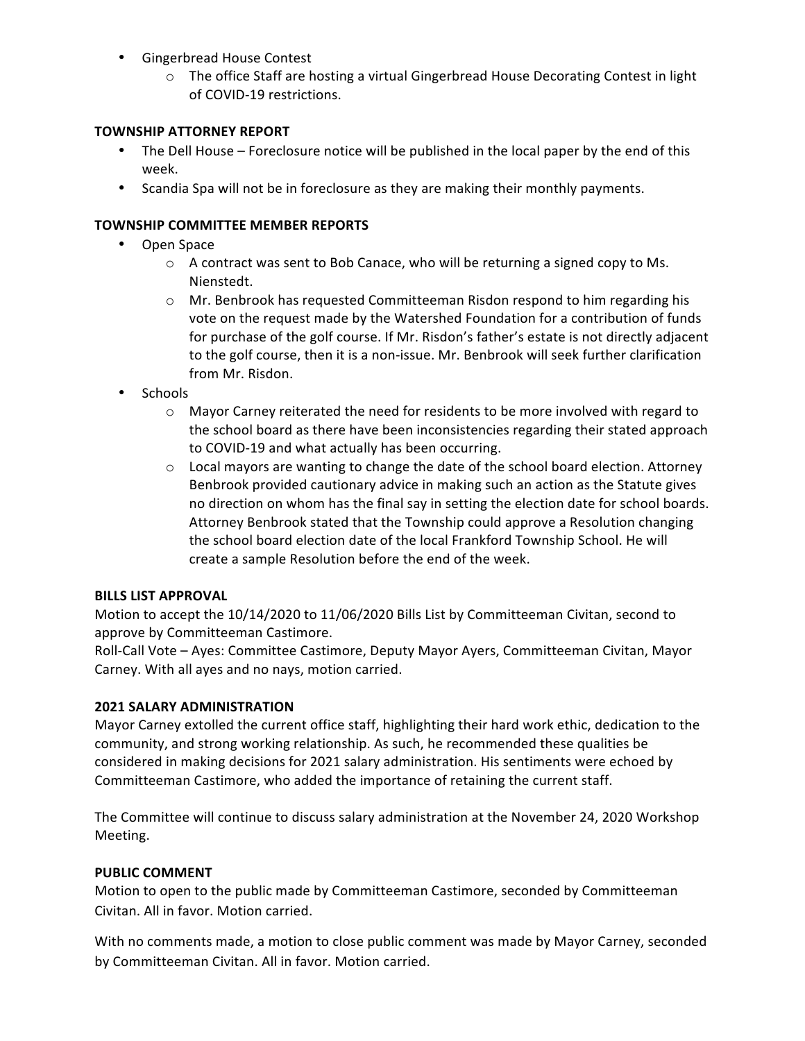- Gingerbread House Contest
  - The office Staff are hosting a virtual Gingerbread House Decorating Contest in light of COVID-19 restrictions.

**TOWNSHIP ATTORNEY REPORT**

- The Dell House – Foreclosure notice will be published in the local paper by the end of this week.
- Scandia Spa will not be in foreclosure as they are making their monthly payments.

**TOWNSHIP COMMITTEE MEMBER REPORTS**

- Open Space
  - A contract was sent to Bob Canace, who will be returning a signed copy to Ms. Nienstedt.
  - Mr. Benbrook has requested Committeeman Risdon respond to him regarding his vote on the request made by the Watershed Foundation for a contribution of funds for purchase of the golf course. If Mr. Risdon's father's estate is not directly adjacent to the golf course, then it is a non-issue. Mr. Benbrook will seek further clarification from Mr. Risdon.
- Schools
  - Mayor Carney reiterated the need for residents to be more involved with regard to the school board as there have been inconsistencies regarding their stated approach to COVID-19 and what actually has been occurring.
  - Local mayors are wanting to change the date of the school board election. Attorney Benbrook provided cautionary advice in making such an action as the Statute gives no direction on whom has the final say in setting the election date for school boards. Attorney Benbrook stated that the Township could approve a Resolution changing the school board election date of the local Frankford Township School. He will create a sample Resolution before the end of the week.

**BILLS LIST APPROVAL**

Motion to accept the 10/14/2020 to 11/06/2020 Bills List by Committeeman Civitan, second to approve by Committeeman Castimore.

Roll-Call Vote – Ayes: Committee Castimore, Deputy Mayor Ayers, Committeeman Civitan, Mayor Carney. With all ayes and no nays, motion carried.

**2021 SALARY ADMINISTRATION**

Mayor Carney extolled the current office staff, highlighting their hard work ethic, dedication to the community, and strong working relationship. As such, he recommended these qualities be considered in making decisions for 2021 salary administration. His sentiments were echoed by Committeeman Castimore, who added the importance of retaining the current staff.

The Committee will continue to discuss salary administration at the November 24, 2020 Workshop Meeting.

**PUBLIC COMMENT**

Motion to open to the public made by Committeeman Castimore, seconded by Committeeman Civitan. All in favor. Motion carried.

With no comments made, a motion to close public comment was made by Mayor Carney, seconded by Committeeman Civitan. All in favor. Motion carried.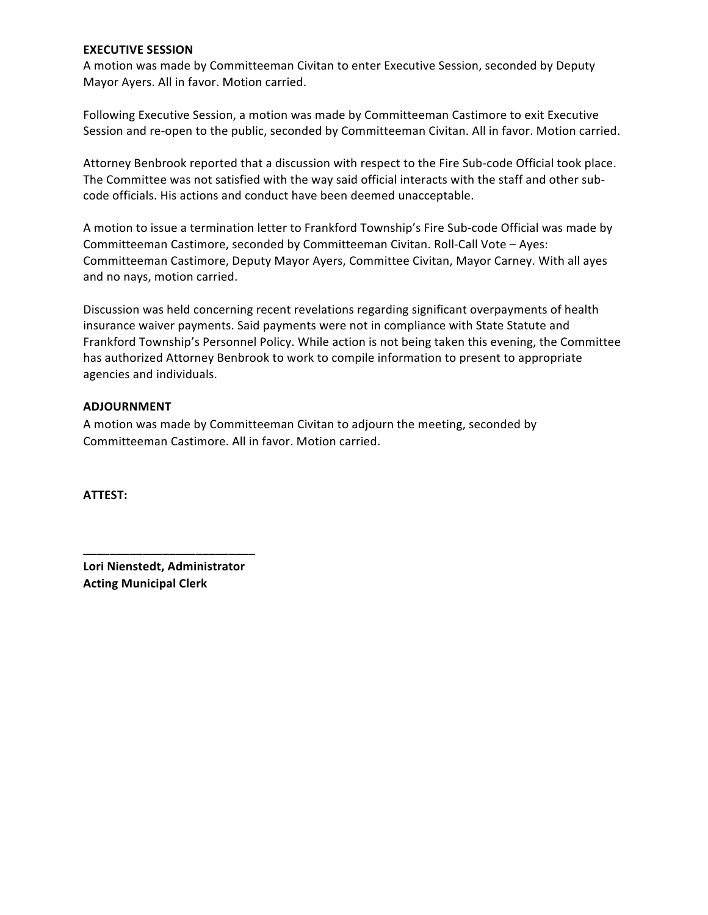**EXECUTIVE SESSION**

A motion was made by Committeeman Civitan to enter Executive Session, seconded by Deputy Mayor Ayers. All in favor. Motion carried.

Following Executive Session, a motion was made by Committeeman Castimore to exit Executive Session and re-open to the public, seconded by Committeeman Civitan. All in favor. Motion carried.

Attorney Benbrook reported that a discussion with respect to the Fire Sub-code Official took place. The Committee was not satisfied with the way said official interacts with the staff and other sub-code officials. His actions and conduct have been deemed unacceptable.

A motion to issue a termination letter to Frankford Township's Fire Sub-code Official was made by Committeeman Castimore, seconded by Committeeman Civitan. Roll-Call Vote – Ayes: Committeeman Castimore, Deputy Mayor Ayers, Committee Civitan, Mayor Carney. With all ayes and no nays, motion carried.

Discussion was held concerning recent revelations regarding significant overpayments of health insurance waiver payments. Said payments were not in compliance with State Statute and Frankford Township's Personnel Policy. While action is not being taken this evening, the Committee has authorized Attorney Benbrook to work to compile information to present to appropriate agencies and individuals.

**ADJOURNMENT**

A motion was made by Committeeman Civitan to adjourn the meeting, seconded by Committeeman Castimore. All in favor. Motion carried.

**ATTEST:**

**___________________________**

**Lori Nienstedt, Administrator**
**Acting Municipal Clerk**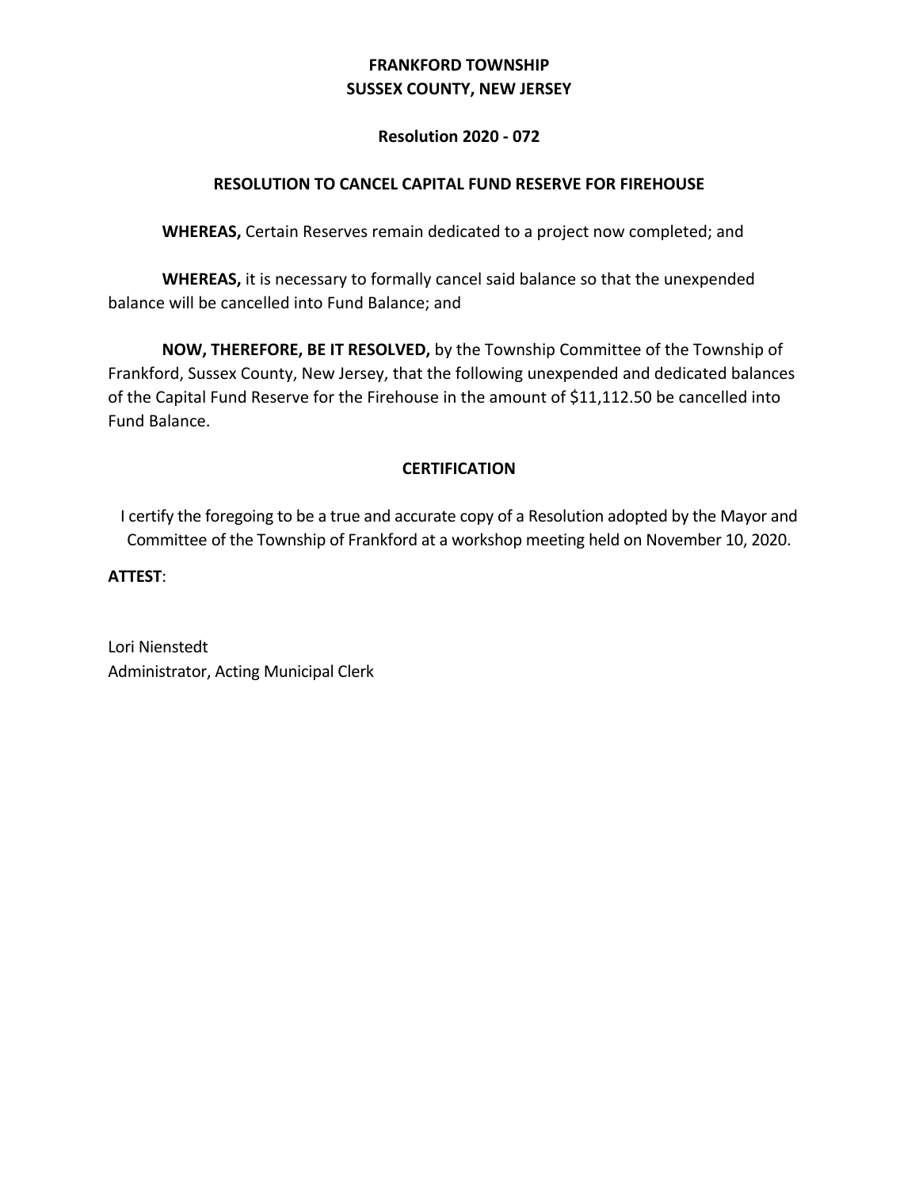**FRANKFORD TOWNSHIP**
**SUSSEX COUNTY, NEW JERSEY**

**Resolution 2020 - 072**

**RESOLUTION TO CANCEL CAPITAL FUND RESERVE FOR FIREHOUSE**

**WHEREAS,** Certain Reserves remain dedicated to a project now completed; and

**WHEREAS,** it is necessary to formally cancel said balance so that the unexpended balance will be cancelled into Fund Balance; and

**NOW, THEREFORE, BE IT RESOLVED,** by the Township Committee of the Township of Frankford, Sussex County, New Jersey, that the following unexpended and dedicated balances of the Capital Fund Reserve for the Firehouse in the amount of $11,112.50 be cancelled into Fund Balance.

**CERTIFICATION**

I certify the foregoing to be a true and accurate copy of a Resolution adopted by the Mayor and Committee of the Township of Frankford at a workshop meeting held on November 10, 2020.

**ATTEST**:

Lori Nienstedt
Administrator, Acting Municipal Clerk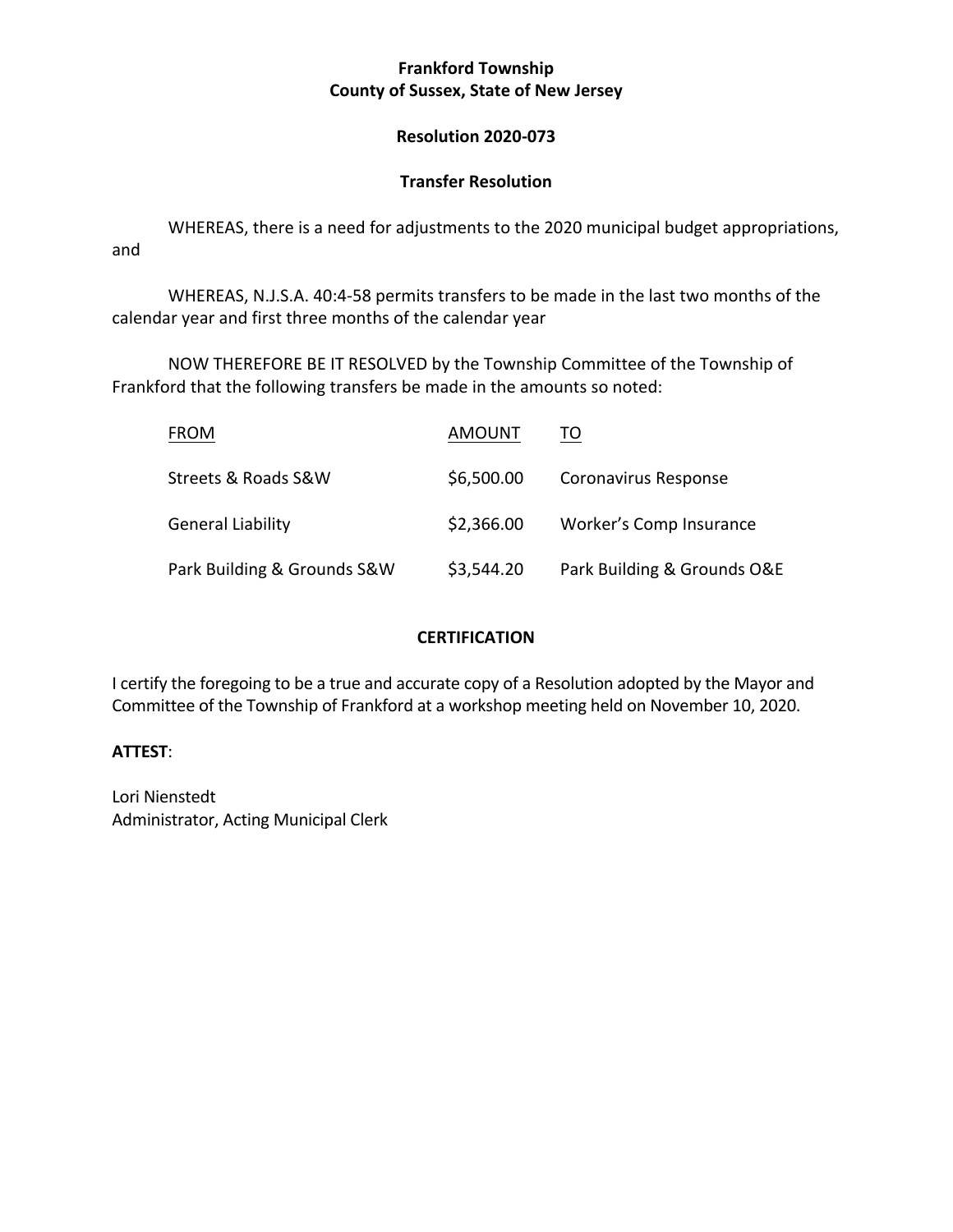**Frankford Township**
**County of Sussex, State of New Jersey**

**Resolution 2020-073**

**Transfer Resolution**

WHEREAS, there is a need for adjustments to the 2020 municipal budget appropriations, and

WHEREAS, N.J.S.A. 40:4-58 permits transfers to be made in the last two months of the calendar year and first three months of the calendar year

NOW THEREFORE BE IT RESOLVED by the Township Committee of the Township of Frankford that the following transfers be made in the amounts so noted:

| FROM | AMOUNT | TO |
|---|---|---|
| Streets & Roads S&W | $6,500.00 | Coronavirus Response |
| General Liability | $2,366.00 | Worker's Comp Insurance |
| Park Building & Grounds S&W | $3,544.20 | Park Building & Grounds O&E |

**CERTIFICATION**

I certify the foregoing to be a true and accurate copy of a Resolution adopted by the Mayor and Committee of the Township of Frankford at a workshop meeting held on November 10, 2020.

**ATTEST**:

Lori Nienstedt
Administrator, Acting Municipal Clerk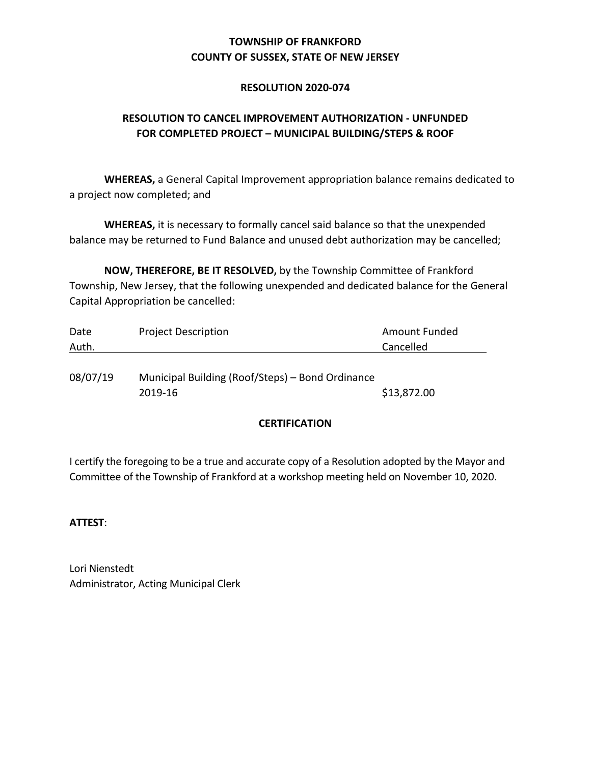**TOWNSHIP OF FRANKFORD**
**COUNTY OF SUSSEX, STATE OF NEW JERSEY**

**RESOLUTION 2020-074**

**RESOLUTION TO CANCEL IMPROVEMENT AUTHORIZATION - UNFUNDED FOR COMPLETED PROJECT – MUNICIPAL BUILDING/STEPS & ROOF**

**WHEREAS,** a General Capital Improvement appropriation balance remains dedicated to a project now completed; and

**WHEREAS,** it is necessary to formally cancel said balance so that the unexpended balance may be returned to Fund Balance and unused debt authorization may be cancelled;

**NOW, THEREFORE, BE IT RESOLVED,** by the Township Committee of Frankford Township, New Jersey, that the following unexpended and dedicated balance for the General Capital Appropriation be cancelled:

| Date Auth. | Project Description | Amount Funded Cancelled |
|---|---|---|
| 08/07/19 | Municipal Building (Roof/Steps) – Bond Ordinance 2019-16 | $13,872.00 |

**CERTIFICATION**

I certify the foregoing to be a true and accurate copy of a Resolution adopted by the Mayor and Committee of the Township of Frankford at a workshop meeting held on November 10, 2020.

**ATTEST**:

Lori Nienstedt
Administrator, Acting Municipal Clerk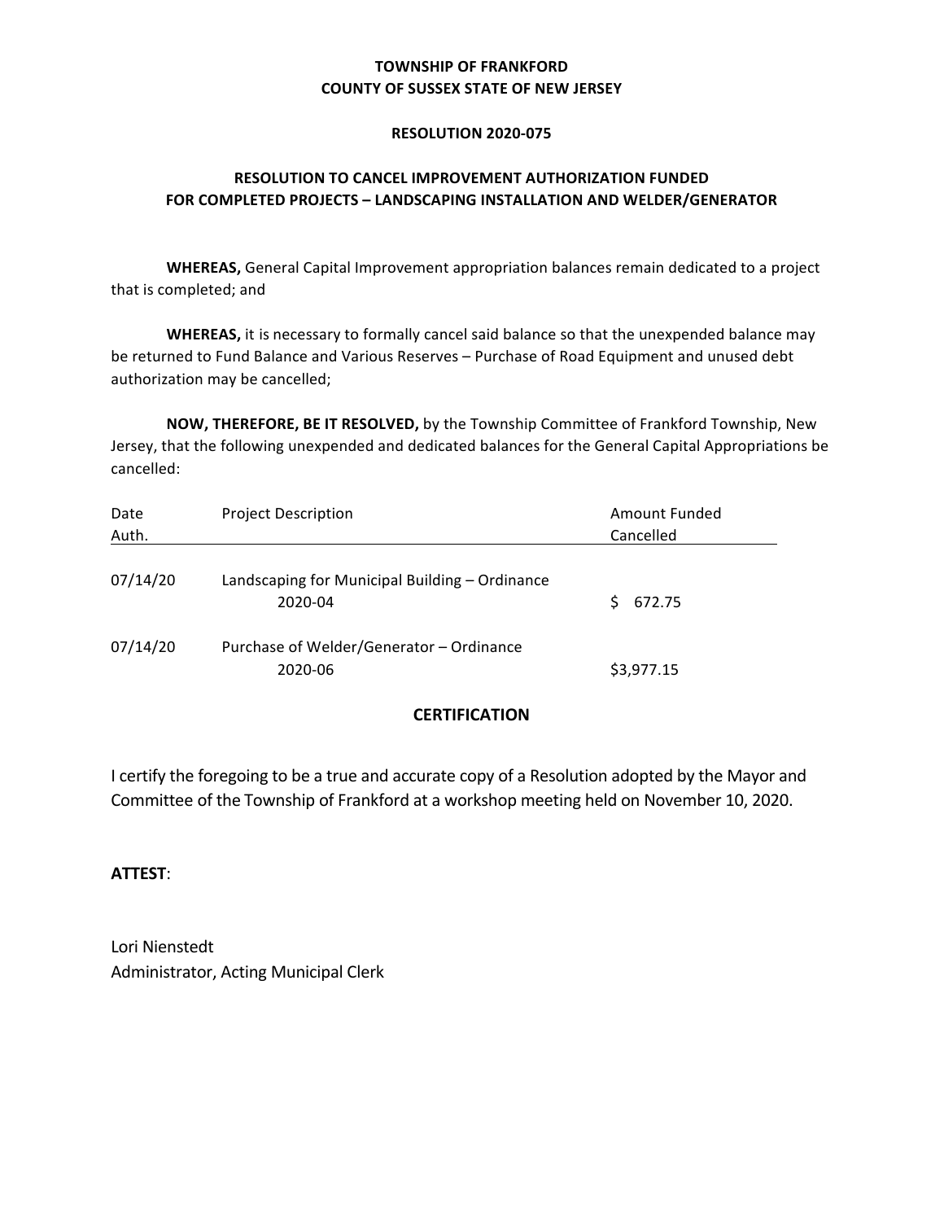**TOWNSHIP OF FRANKFORD**
**COUNTY OF SUSSEX STATE OF NEW JERSEY**

**RESOLUTION 2020-075**

**RESOLUTION TO CANCEL IMPROVEMENT AUTHORIZATION FUNDED FOR COMPLETED PROJECTS – LANDSCAPING INSTALLATION AND WELDER/GENERATOR**

**WHEREAS,** General Capital Improvement appropriation balances remain dedicated to a project that is completed; and

**WHEREAS,** it is necessary to formally cancel said balance so that the unexpended balance may be returned to Fund Balance and Various Reserves – Purchase of Road Equipment and unused debt authorization may be cancelled;

**NOW, THEREFORE, BE IT RESOLVED,** by the Township Committee of Frankford Township, New Jersey, that the following unexpended and dedicated balances for the General Capital Appropriations be cancelled:

| Date Auth. | Project Description | Amount Funded Cancelled |
|---|---|---|
| 07/14/20 | Landscaping for Municipal Building – Ordinance 2020-04 | $ 672.75 |
| 07/14/20 | Purchase of Welder/Generator – Ordinance 2020-06 | $3,977.15 |

**CERTIFICATION**

I certify the foregoing to be a true and accurate copy of a Resolution adopted by the Mayor and Committee of the Township of Frankford at a workshop meeting held on November 10, 2020.

**ATTEST**:

Lori Nienstedt
Administrator, Acting Municipal Clerk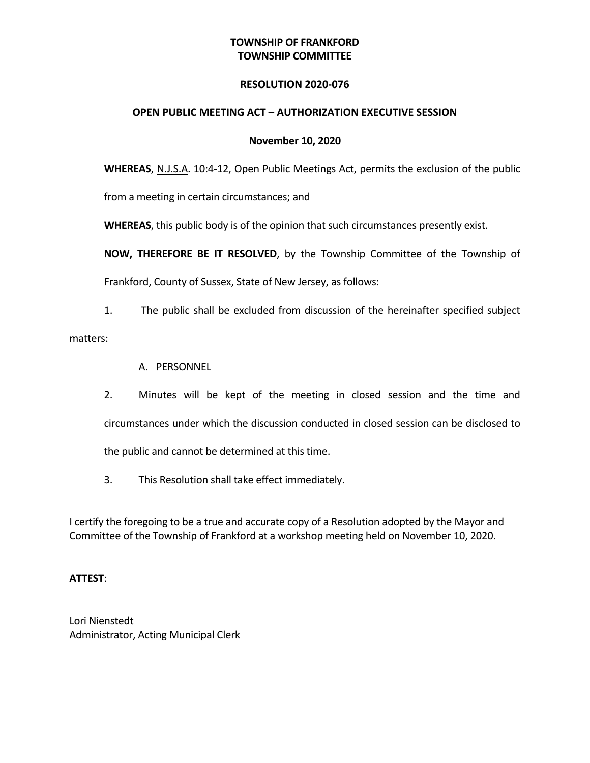**TOWNSHIP OF FRANKFORD**
**TOWNSHIP COMMITTEE**

**RESOLUTION 2020-076**

**OPEN PUBLIC MEETING ACT – AUTHORIZATION EXECUTIVE SESSION**

**November 10, 2020**

**WHEREAS**, N.J.S.A. 10:4-12, Open Public Meetings Act, permits the exclusion of the public from a meeting in certain circumstances; and

**WHEREAS**, this public body is of the opinion that such circumstances presently exist.

**NOW, THEREFORE BE IT RESOLVED**, by the Township Committee of the Township of Frankford, County of Sussex, State of New Jersey, as follows:

1. The public shall be excluded from discussion of the hereinafter specified subject matters:

   A. PERSONNEL

2. Minutes will be kept of the meeting in closed session and the time and circumstances under which the discussion conducted in closed session can be disclosed to the public and cannot be determined at this time.

3. This Resolution shall take effect immediately.

I certify the foregoing to be a true and accurate copy of a Resolution adopted by the Mayor and Committee of the Township of Frankford at a workshop meeting held on November 10, 2020.

**ATTEST**:

Lori Nienstedt
Administrator, Acting Municipal Clerk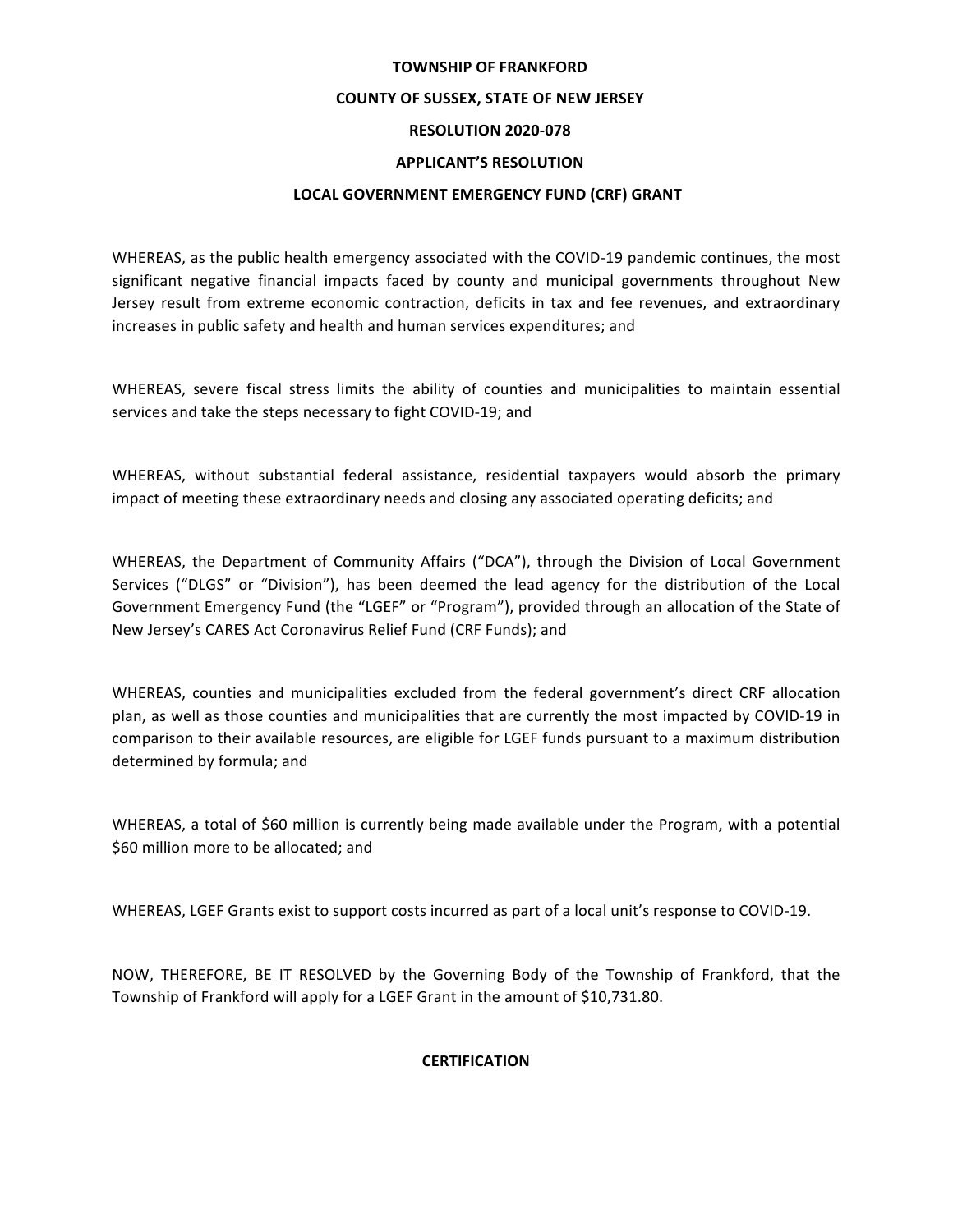**TOWNSHIP OF FRANKFORD**

**COUNTY OF SUSSEX, STATE OF NEW JERSEY**

**RESOLUTION 2020-078**

**APPLICANT'S RESOLUTION**

**LOCAL GOVERNMENT EMERGENCY FUND (CRF) GRANT**

WHEREAS, as the public health emergency associated with the COVID-19 pandemic continues, the most significant negative financial impacts faced by county and municipal governments throughout New Jersey result from extreme economic contraction, deficits in tax and fee revenues, and extraordinary increases in public safety and health and human services expenditures; and

WHEREAS, severe fiscal stress limits the ability of counties and municipalities to maintain essential services and take the steps necessary to fight COVID-19; and

WHEREAS, without substantial federal assistance, residential taxpayers would absorb the primary impact of meeting these extraordinary needs and closing any associated operating deficits; and

WHEREAS, the Department of Community Affairs ("DCA"), through the Division of Local Government Services ("DLGS" or "Division"), has been deemed the lead agency for the distribution of the Local Government Emergency Fund (the "LGEF" or "Program"), provided through an allocation of the State of New Jersey's CARES Act Coronavirus Relief Fund (CRF Funds); and

WHEREAS, counties and municipalities excluded from the federal government's direct CRF allocation plan, as well as those counties and municipalities that are currently the most impacted by COVID-19 in comparison to their available resources, are eligible for LGEF funds pursuant to a maximum distribution determined by formula; and

WHEREAS, a total of $60 million is currently being made available under the Program, with a potential $60 million more to be allocated; and

WHEREAS, LGEF Grants exist to support costs incurred as part of a local unit's response to COVID-19.

NOW, THEREFORE, BE IT RESOLVED by the Governing Body of the Township of Frankford, that the Township of Frankford will apply for a LGEF Grant in the amount of $10,731.80.

**CERTIFICATION**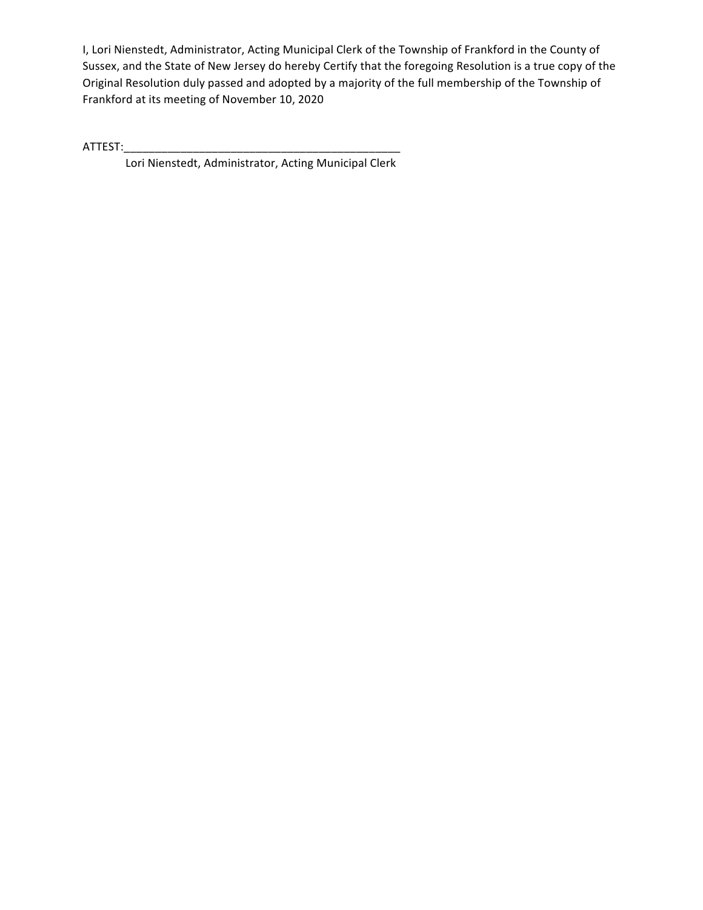I, Lori Nienstedt, Administrator, Acting Municipal Clerk of the Township of Frankford in the County of Sussex, and the State of New Jersey do hereby Certify that the foregoing Resolution is a true copy of the Original Resolution duly passed and adopted by a majority of the full membership of the Township of Frankford at its meeting of November 10, 2020

ATTEST:_______________________________________________
Lori Nienstedt, Administrator, Acting Municipal Clerk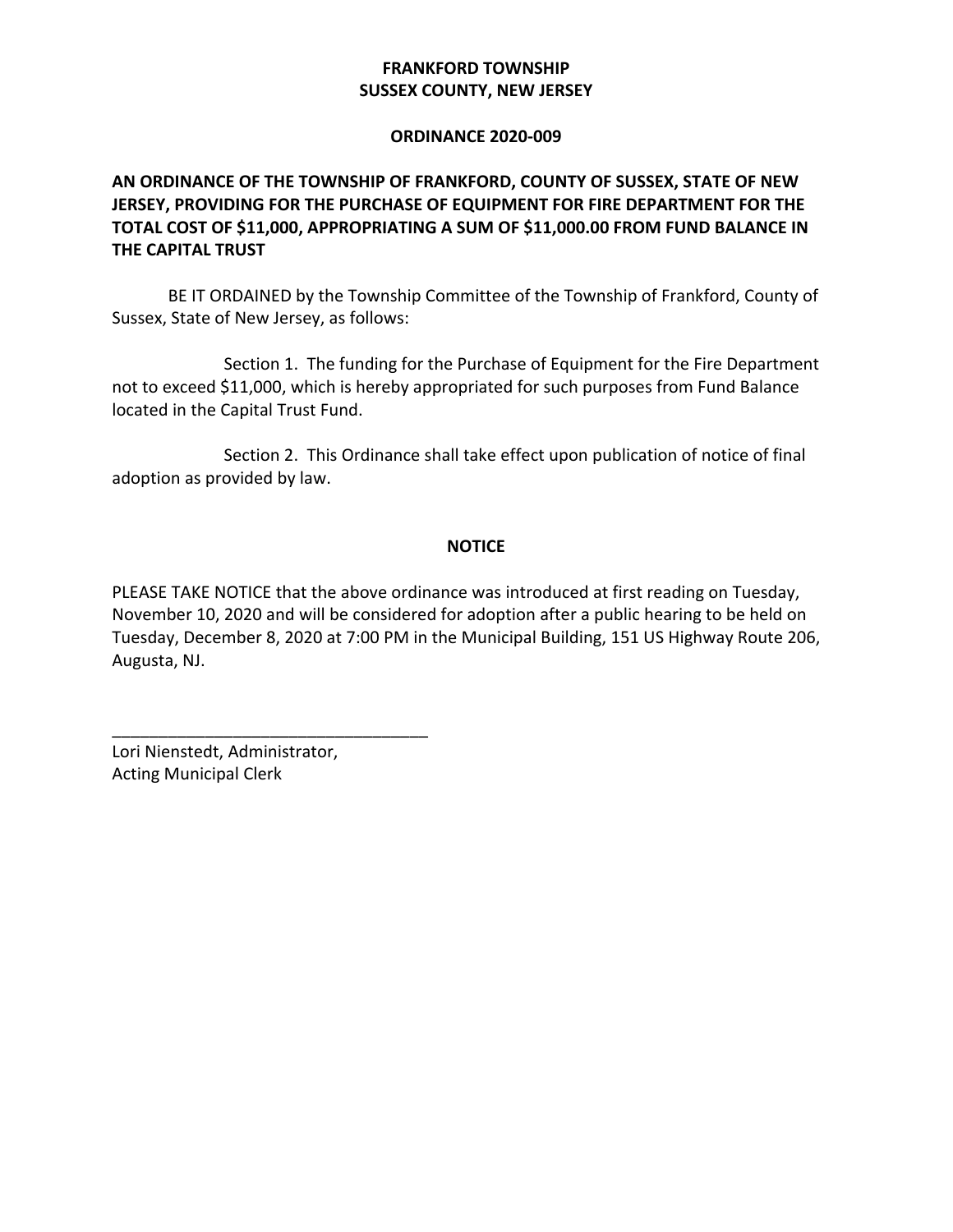**FRANKFORD TOWNSHIP**
**SUSSEX COUNTY, NEW JERSEY**

**ORDINANCE 2020-009**

**AN ORDINANCE OF THE TOWNSHIP OF FRANKFORD, COUNTY OF SUSSEX, STATE OF NEW JERSEY, PROVIDING FOR THE PURCHASE OF EQUIPMENT FOR FIRE DEPARTMENT FOR THE TOTAL COST OF $11,000, APPROPRIATING A SUM OF $11,000.00 FROM FUND BALANCE IN THE CAPITAL TRUST**

BE IT ORDAINED by the Township Committee of the Township of Frankford, County of Sussex, State of New Jersey, as follows:

Section 1. The funding for the Purchase of Equipment for the Fire Department not to exceed $11,000, which is hereby appropriated for such purposes from Fund Balance located in the Capital Trust Fund.

Section 2. This Ordinance shall take effect upon publication of notice of final adoption as provided by law.

**NOTICE**

PLEASE TAKE NOTICE that the above ordinance was introduced at first reading on Tuesday, November 10, 2020 and will be considered for adoption after a public hearing to be held on Tuesday, December 8, 2020 at 7:00 PM in the Municipal Building, 151 US Highway Route 206, Augusta, NJ.

\_\_\_\_\_\_\_\_\_\_\_\_\_\_\_\_\_\_\_\_\_\_\_\_\_\_\_\_\_\_\_\_\_\_

Lori Nienstedt, Administrator,
Acting Municipal Clerk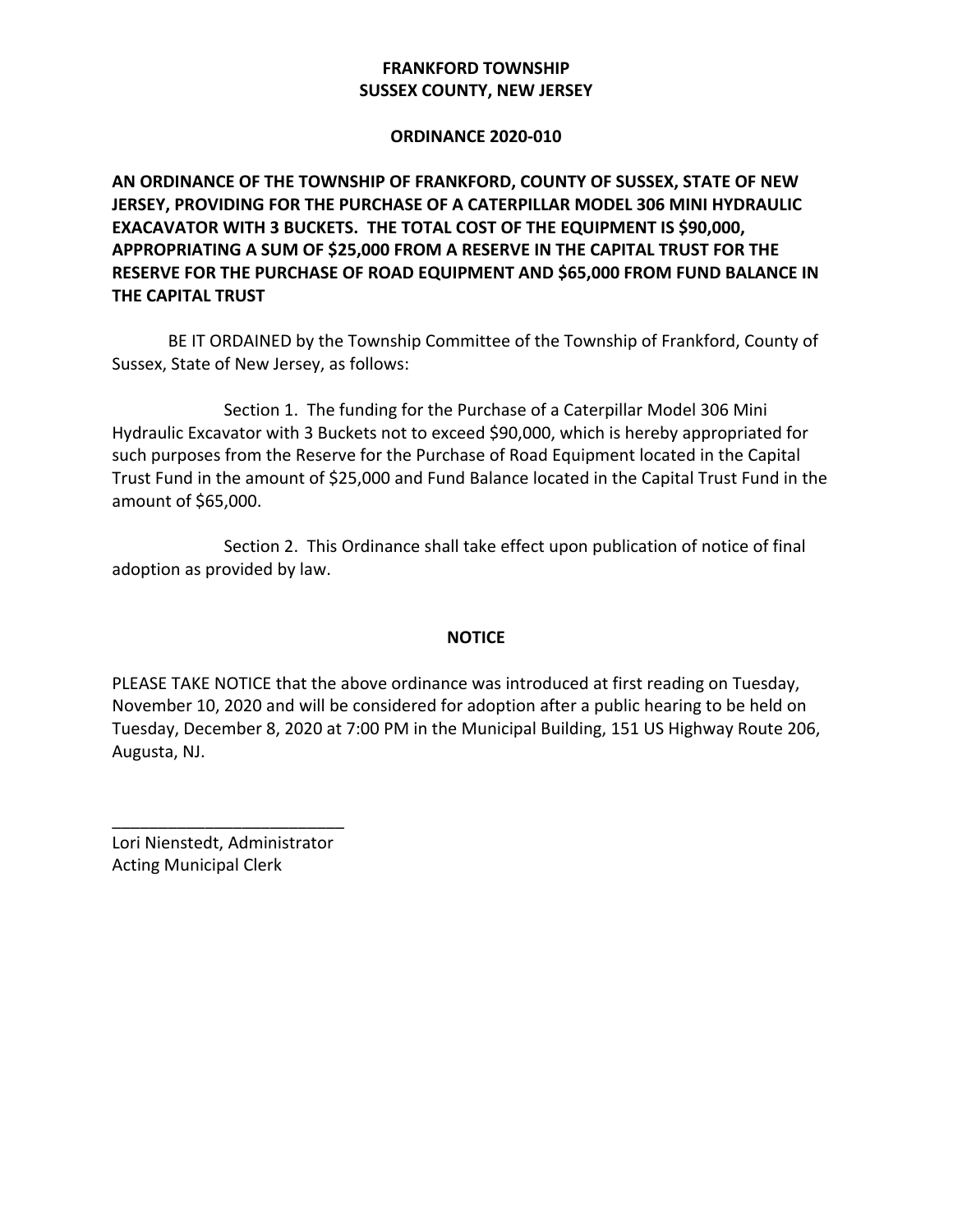**FRANKFORD TOWNSHIP**
**SUSSEX COUNTY, NEW JERSEY**

**ORDINANCE 2020-010**

**AN ORDINANCE OF THE TOWNSHIP OF FRANKFORD, COUNTY OF SUSSEX, STATE OF NEW JERSEY, PROVIDING FOR THE PURCHASE OF A CATERPILLAR MODEL 306 MINI HYDRAULIC EXACAVATOR WITH 3 BUCKETS. THE TOTAL COST OF THE EQUIPMENT IS $90,000, APPROPRIATING A SUM OF $25,000 FROM A RESERVE IN THE CAPITAL TRUST FOR THE RESERVE FOR THE PURCHASE OF ROAD EQUIPMENT AND $65,000 FROM FUND BALANCE IN THE CAPITAL TRUST**

BE IT ORDAINED by the Township Committee of the Township of Frankford, County of Sussex, State of New Jersey, as follows:

Section 1. The funding for the Purchase of a Caterpillar Model 306 Mini Hydraulic Excavator with 3 Buckets not to exceed $90,000, which is hereby appropriated for such purposes from the Reserve for the Purchase of Road Equipment located in the Capital Trust Fund in the amount of $25,000 and Fund Balance located in the Capital Trust Fund in the amount of $65,000.

Section 2. This Ordinance shall take effect upon publication of notice of final adoption as provided by law.

**NOTICE**

PLEASE TAKE NOTICE that the above ordinance was introduced at first reading on Tuesday, November 10, 2020 and will be considered for adoption after a public hearing to be held on Tuesday, December 8, 2020 at 7:00 PM in the Municipal Building, 151 US Highway Route 206, Augusta, NJ.

_________________________
Lori Nienstedt, Administrator
Acting Municipal Clerk